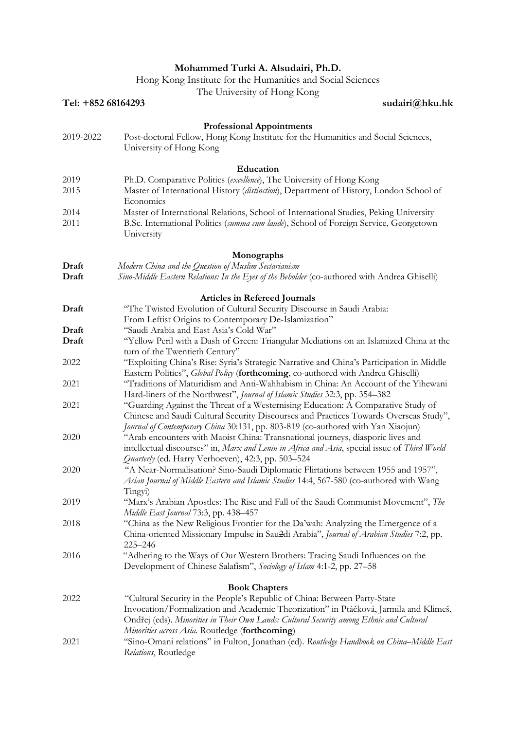# Mohammed Turki A. Alsudairi, Ph.D.

Hong Kong Institute for the Humanities and Social Sciences
The University of Hong Kong

**Tel: +852 68164293** **sudairi@hku.hk**

## Professional Appointments

2019-2022 Post-doctoral Fellow, Hong Kong Institute for the Humanities and Social Sciences, University of Hong Kong

## Education

2019 Ph.D. Comparative Politics (*excellence*), The University of Hong Kong

2015 Master of International History (*distinction*), Department of History, London School of Economics

2014 Master of International Relations, School of International Studies, Peking University

2011 B.Sc. International Politics (*summa cum laude*), School of Foreign Service, Georgetown University

## Monographs

**Draft** *Modern China and the Question of Muslim Sectarianism*

**Draft** *Sino-Middle Eastern Relations: In the Eyes of the Beholder* (co-authored with Andrea Ghiselli)

## Articles in Refereed Journals

**Draft** "The Twisted Evolution of Cultural Security Discourse in Saudi Arabia: From Leftist Origins to Contemporary De-Islamization"

**Draft** "Saudi Arabia and East Asia's Cold War"

**Draft** "Yellow Peril with a Dash of Green: Triangular Mediations on an Islamized China at the turn of the Twentieth Century"

2022 "Exploiting China's Rise: Syria's Strategic Narrative and China's Participation in Middle Eastern Politics", *Global Policy* (**forthcoming**, co-authored with Andrea Ghiselli)

2021 "Traditions of Maturidism and Anti-Wahhabism in China: An Account of the Yihewani Hard-liners of the Northwest", *Journal of Islamic Studies* 32:3, pp. 354–382

2021 "Guarding Against the Threat of a Westernising Education: A Comparative Study of Chinese and Saudi Cultural Security Discourses and Practices Towards Overseas Study", *Journal of Contemporary China* 30:131, pp. 803-819 (co-authored with Yan Xiaojun)

2020 "Arab encounters with Maoist China: Transnational journeys, diasporic lives and intellectual discourses" in, *Marx and Lenin in Africa and Asia*, special issue of *Third World Quarterly* (ed. Harry Verhoeven), 42:3, pp. 503–524

2020 "A Near-Normalisation? Sino-Saudi Diplomatic Flirtations between 1955 and 1957", *Asian Journal of Middle Eastern and Islamic Studies* 14:4, 567-580 (co-authored with Wang Tingyi)

2019 "Marx's Arabian Apostles: The Rise and Fall of the Saudi Communist Movement", *The Middle East Journal* 73:3, pp. 438–457

2018 "China as the New Religious Frontier for the Da'wah: Analyzing the Emergence of a China-oriented Missionary Impulse in Sau2di Arabia", *Journal of Arabian Studies* 7:2, pp. 225–246

2016 "Adhering to the Ways of Our Western Brothers: Tracing Saudi Influences on the Development of Chinese Salafism", *Sociology of Islam* 4:1-2, pp. 27–58

## Book Chapters

2022 "Cultural Security in the People's Republic of China: Between Party-State Invocation/Formalization and Academic Theorization" in Ptáčková, Jarmila and Klimeš, Ondřej (eds). *Minorities in Their Own Lands: Cultural Security among Ethnic and Cultural Minorities across Asia.* Routledge (**forthcoming**)

2021 "Sino-Omani relations" in Fulton, Jonathan (ed). *Routledge Handbook on China–Middle East Relations*, Routledge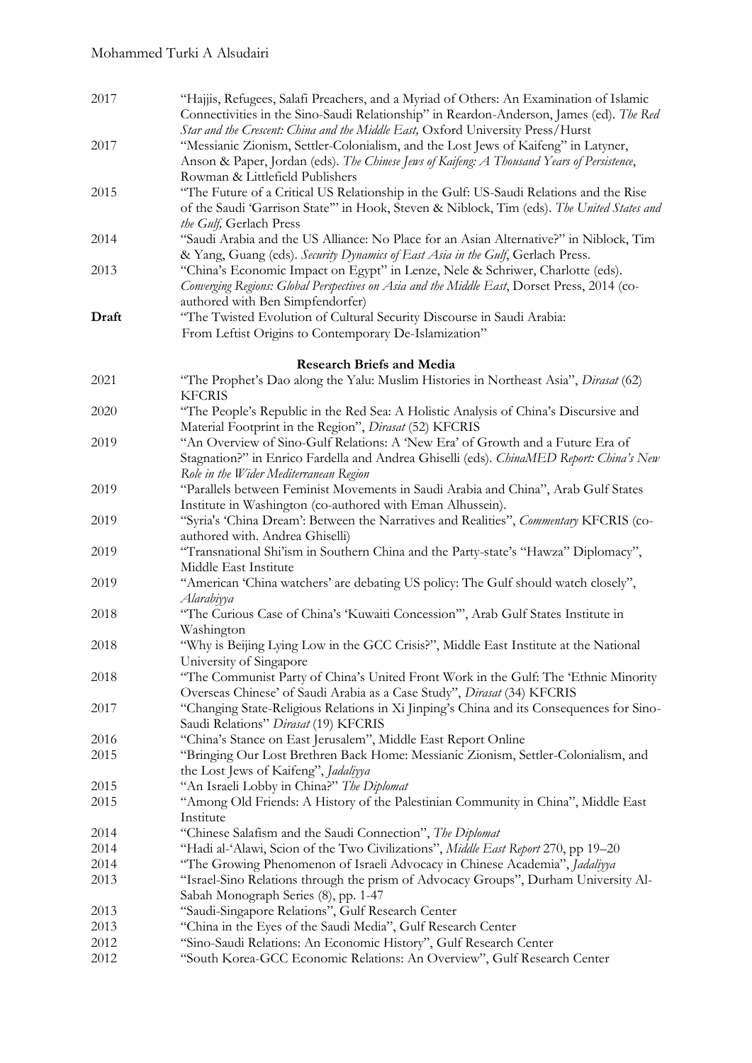| | |
|---|---|
| 2017 | "Hajjis, Refugees, Salafi Preachers, and a Myriad of Others: An Examination of Islamic Connectivities in the Sino-Saudi Relationship" in Reardon-Anderson, James (ed). *The Red Star and the Crescent: China and the Middle East,* Oxford University Press/Hurst |
| 2017 | "Messianic Zionism, Settler-Colonialism, and the Lost Jews of Kaifeng" in Latyner, Anson & Paper, Jordan (eds). *The Chinese Jews of Kaifeng: A Thousand Years of Persistence*, Rowman & Littlefield Publishers |
| 2015 | "The Future of a Critical US Relationship in the Gulf: US-Saudi Relations and the Rise of the Saudi 'Garrison State'" in Hook, Steven & Niblock, Tim (eds). *The United States and the Gulf,* Gerlach Press |
| 2014 | "Saudi Arabia and the US Alliance: No Place for an Asian Alternative?" in Niblock, Tim & Yang, Guang (eds). *Security Dynamics of East Asia in the Gulf*, Gerlach Press. |
| 2013 | "China's Economic Impact on Egypt" in Lenze, Nele & Schriwer, Charlotte (eds). *Converging Regions: Global Perspectives on Asia and the Middle East*, Dorset Press, 2014 (co-authored with Ben Simpfendorfer) |
| **Draft** | "The Twisted Evolution of Cultural Security Discourse in Saudi Arabia: From Leftist Origins to Contemporary De-Islamization" |

### Research Briefs and Media

| | |
|---|---|
| 2021 | "The Prophet's Dao along the Yalu: Muslim Histories in Northeast Asia", *Dirasat* (62) KFCRIS |
| 2020 | "The People's Republic in the Red Sea: A Holistic Analysis of China's Discursive and Material Footprint in the Region", *Dirasat* (52) KFCRIS |
| 2019 | "An Overview of Sino-Gulf Relations: A 'New Era' of Growth and a Future Era of Stagnation?" in Enrico Fardella and Andrea Ghiselli (eds). *ChinaMED Report: China's New Role in the Wider Mediterranean Region* |
| 2019 | "Parallels between Feminist Movements in Saudi Arabia and China", Arab Gulf States Institute in Washington (co-authored with Eman Alhussein). |
| 2019 | "Syria's 'China Dream': Between the Narratives and Realities", *Commentary* KFCRIS (co-authored with. Andrea Ghiselli) |
| 2019 | "Transnational Shi'ism in Southern China and the Party-state's "Hawza" Diplomacy", Middle East Institute |
| 2019 | "American 'China watchers' are debating US policy: The Gulf should watch closely", *Alarabiyya* |
| 2018 | "The Curious Case of China's 'Kuwaiti Concession'", Arab Gulf States Institute in Washington |
| 2018 | "Why is Beijing Lying Low in the GCC Crisis?", Middle East Institute at the National University of Singapore |
| 2018 | "The Communist Party of China's United Front Work in the Gulf: The 'Ethnic Minority Overseas Chinese' of Saudi Arabia as a Case Study", *Dirasat* (34) KFCRIS |
| 2017 | "Changing State-Religious Relations in Xi Jinping's China and its Consequences for Sino-Saudi Relations" *Dirasat* (19) KFCRIS |
| 2016 | "China's Stance on East Jerusalem", Middle East Report Online |
| 2015 | "Bringing Our Lost Brethren Back Home: Messianic Zionism, Settler-Colonialism, and the Lost Jews of Kaifeng", *Jadaliyya* |
| 2015 | "An Israeli Lobby in China?" *The Diplomat* |
| 2015 | "Among Old Friends: A History of the Palestinian Community in China", Middle East Institute |
| 2014 | "Chinese Salafism and the Saudi Connection", *The Diplomat* |
| 2014 | "Hadi al-'Alawi, Scion of the Two Civilizations", *Middle East Report* 270, pp 19–20 |
| 2014 | "The Growing Phenomenon of Israeli Advocacy in Chinese Academia", *Jadaliyya* |
| 2013 | "Israel-Sino Relations through the prism of Advocacy Groups", Durham University Al-Sabah Monograph Series (8), pp. 1-47 |
| 2013 | "Saudi-Singapore Relations", Gulf Research Center |
| 2013 | "China in the Eyes of the Saudi Media", Gulf Research Center |
| 2012 | "Sino-Saudi Relations: An Economic History", Gulf Research Center |
| 2012 | "South Korea-GCC Economic Relations: An Overview", Gulf Research Center |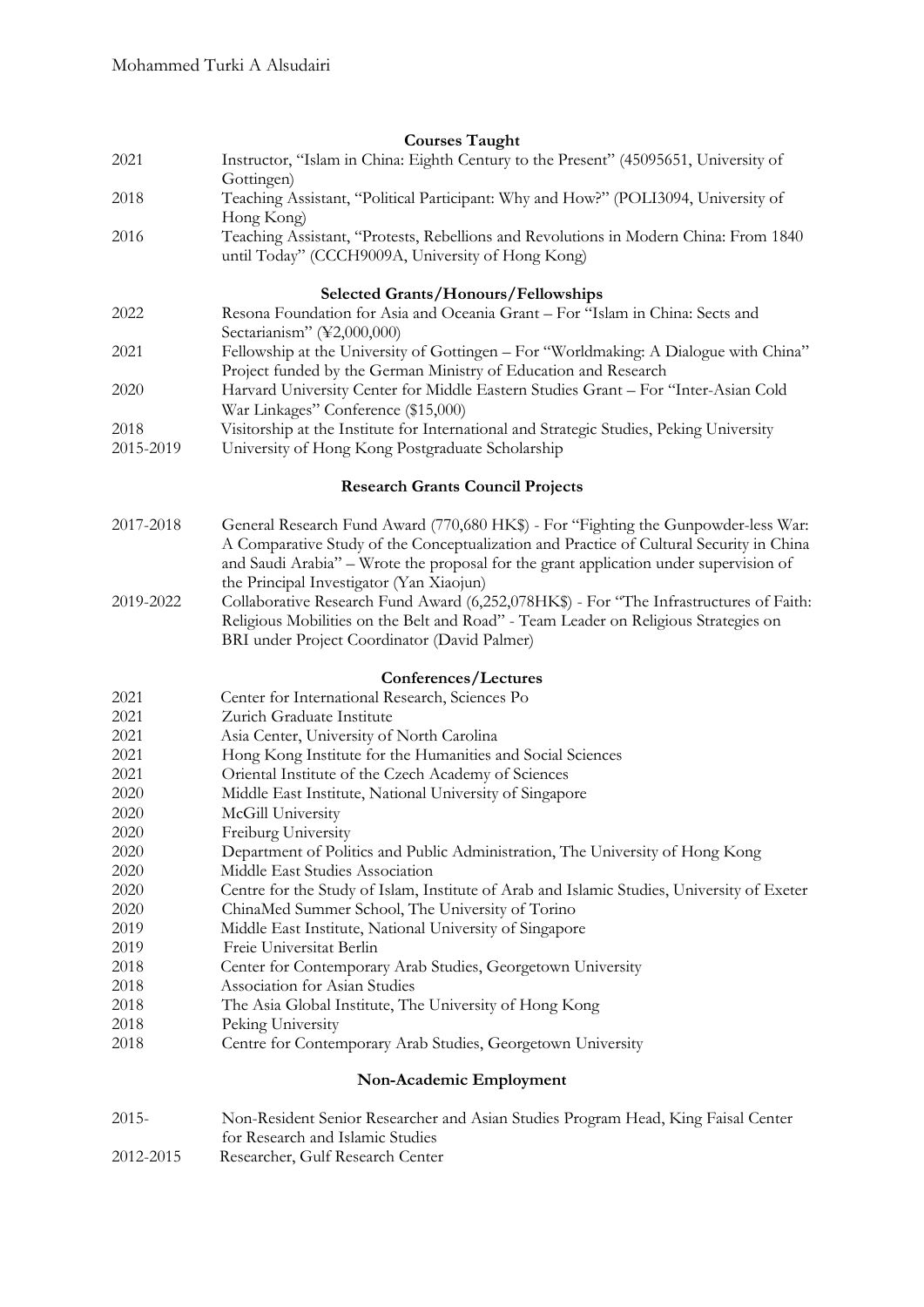## Courses Taught

2021 Instructor, "Islam in China: Eighth Century to the Present" (45095651, University of Gottingen)

2018 Teaching Assistant, "Political Participant: Why and How?" (POLI3094, University of Hong Kong)

2016 Teaching Assistant, "Protests, Rebellions and Revolutions in Modern China: From 1840 until Today" (CCCH9009A, University of Hong Kong)

## Selected Grants/Honours/Fellowships

2022 Resona Foundation for Asia and Oceania Grant – For "Islam in China: Sects and Sectarianism" (¥2,000,000)

2021 Fellowship at the University of Gottingen – For "Worldmaking: A Dialogue with China" Project funded by the German Ministry of Education and Research

2020 Harvard University Center for Middle Eastern Studies Grant – For "Inter-Asian Cold War Linkages" Conference ($15,000)

2018 Visitorship at the Institute for International and Strategic Studies, Peking University

2015-2019 University of Hong Kong Postgraduate Scholarship

## Research Grants Council Projects

2017-2018 General Research Fund Award (770,680 HK$) - For "Fighting the Gunpowder-less War: A Comparative Study of the Conceptualization and Practice of Cultural Security in China and Saudi Arabia" – Wrote the proposal for the grant application under supervision of the Principal Investigator (Yan Xiaojun)

2019-2022 Collaborative Research Fund Award (6,252,078HK$) - For "The Infrastructures of Faith: Religious Mobilities on the Belt and Road" - Team Leader on Religious Strategies on BRI under Project Coordinator (David Palmer)

## Conferences/Lectures

2021 Center for International Research, Sciences Po
2021 Zurich Graduate Institute
2021 Asia Center, University of North Carolina
2021 Hong Kong Institute for the Humanities and Social Sciences
2021 Oriental Institute of the Czech Academy of Sciences
2020 Middle East Institute, National University of Singapore
2020 McGill University
2020 Freiburg University
2020 Department of Politics and Public Administration, The University of Hong Kong
2020 Middle East Studies Association
2020 Centre for the Study of Islam, Institute of Arab and Islamic Studies, University of Exeter
2020 ChinaMed Summer School, The University of Torino
2019 Middle East Institute, National University of Singapore
2019 Freie Universitat Berlin
2018 Center for Contemporary Arab Studies, Georgetown University
2018 Association for Asian Studies
2018 The Asia Global Institute, The University of Hong Kong
2018 Peking University
2018 Centre for Contemporary Arab Studies, Georgetown University

## Non-Academic Employment

2015- Non-Resident Senior Researcher and Asian Studies Program Head, King Faisal Center for Research and Islamic Studies

2012-2015 Researcher, Gulf Research Center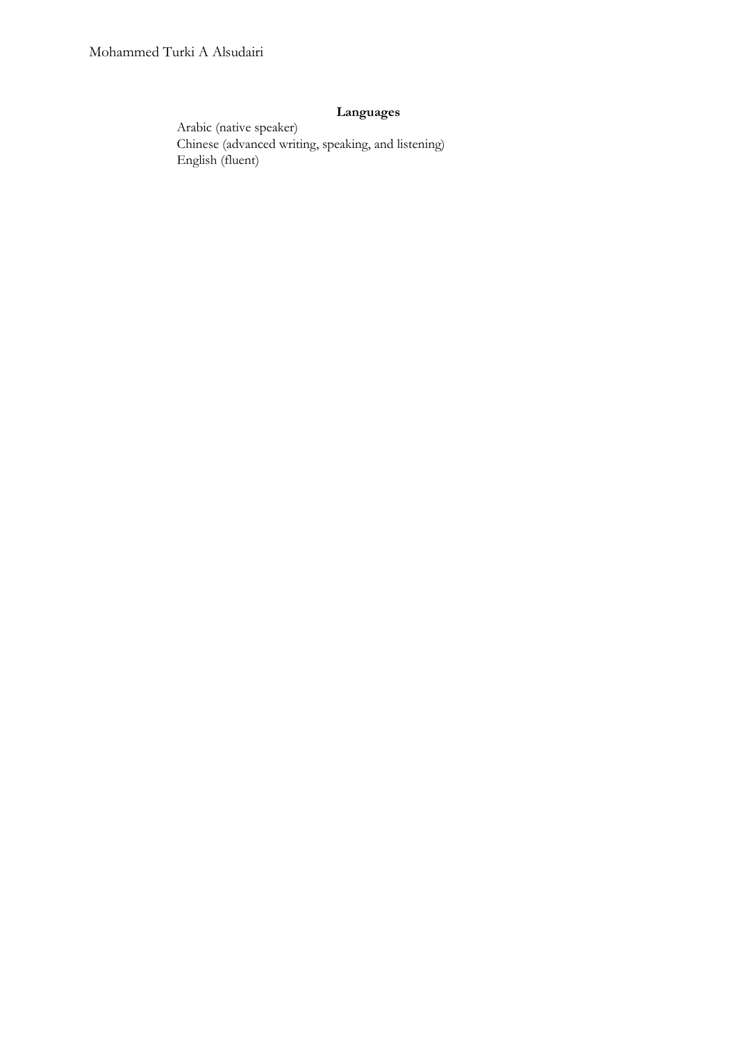## Languages

Arabic (native speaker)
Chinese (advanced writing, speaking, and listening)
English (fluent)